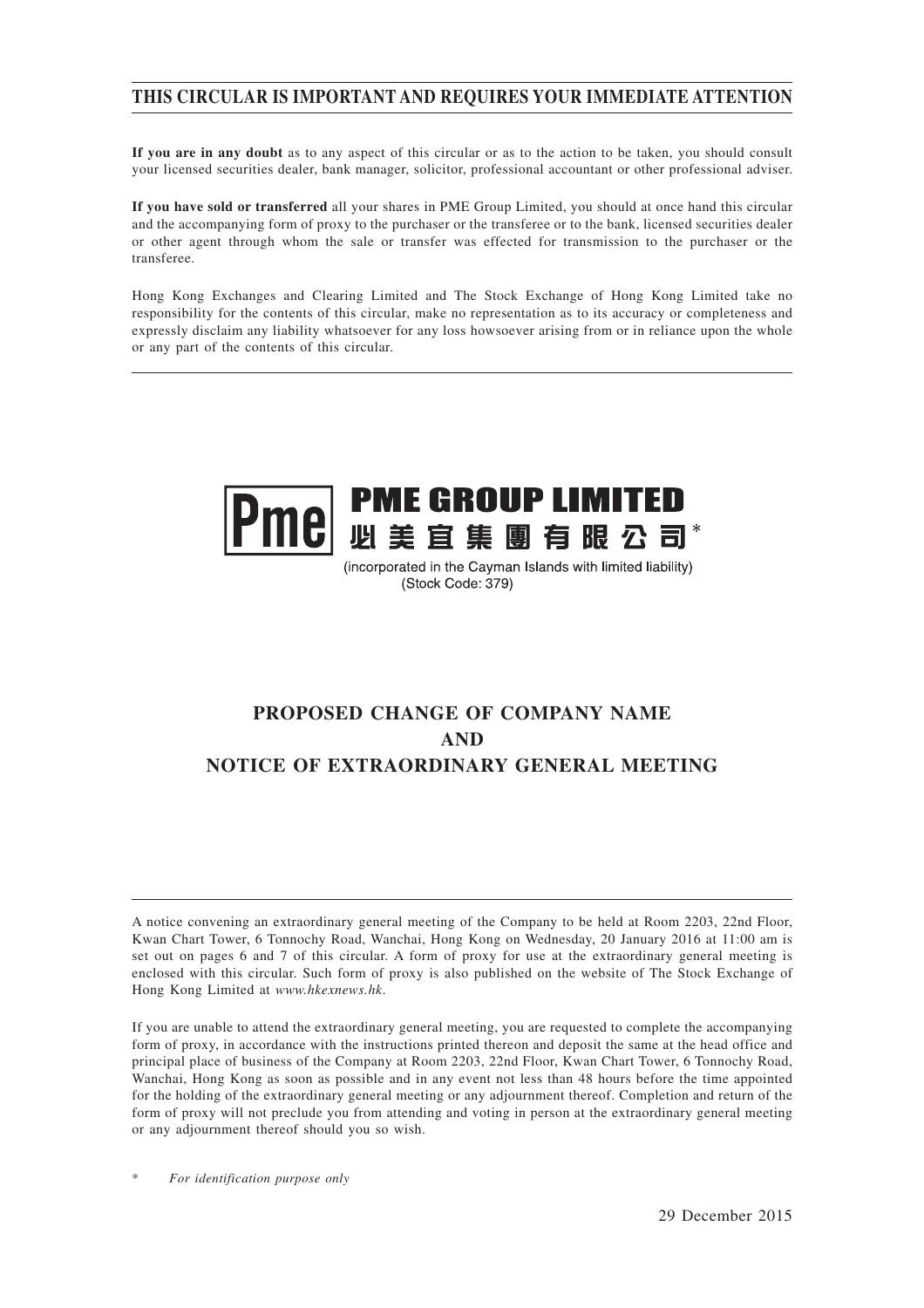# THIS CIRCULAR IS IMPORTANT AND REQUIRES YOUR IMMEDIATE ATTENTION

**If you are in any doubt** as to any aspect of this circular or as to the action to be taken, you should consult your licensed securities dealer, bank manager, solicitor, professional accountant or other professional adviser.

**If you have sold or transferred** all your shares in PME Group Limited, you should at once hand this circular and the accompanying form of proxy to the purchaser or the transferee or to the bank, licensed securities dealer or other agent through whom the sale or transfer was effected for transmission to the purchaser or the transferee.

Hong Kong Exchanges and Clearing Limited and The Stock Exchange of Hong Kong Limited take no responsibility for the contents of this circular, make no representation as to its accuracy or completeness and expressly disclaim any liability whatsoever for any loss howsoever arising from or in reliance upon the whole or any part of the contents of this circular.

**PME GROUP LIMITED**
**必美宜集團有限公司***

(incorporated in the Cayman Islands with limited liability)
(Stock Code: 379)

## PROPOSED CHANGE OF COMPANY NAME AND NOTICE OF EXTRAORDINARY GENERAL MEETING

A notice convening an extraordinary general meeting of the Company to be held at Room 2203, 22nd Floor, Kwan Chart Tower, 6 Tonnochy Road, Wanchai, Hong Kong on Wednesday, 20 January 2016 at 11:00 am is set out on pages 6 and 7 of this circular. A form of proxy for use at the extraordinary general meeting is enclosed with this circular. Such form of proxy is also published on the website of The Stock Exchange of Hong Kong Limited at *www.hkexnews.hk*.

If you are unable to attend the extraordinary general meeting, you are requested to complete the accompanying form of proxy, in accordance with the instructions printed thereon and deposit the same at the head office and principal place of business of the Company at Room 2203, 22nd Floor, Kwan Chart Tower, 6 Tonnochy Road, Wanchai, Hong Kong as soon as possible and in any event not less than 48 hours before the time appointed for the holding of the extraordinary general meeting or any adjournment thereof. Completion and return of the form of proxy will not preclude you from attending and voting in person at the extraordinary general meeting or any adjournment thereof should you so wish.

\* *For identification purpose only*

29 December 2015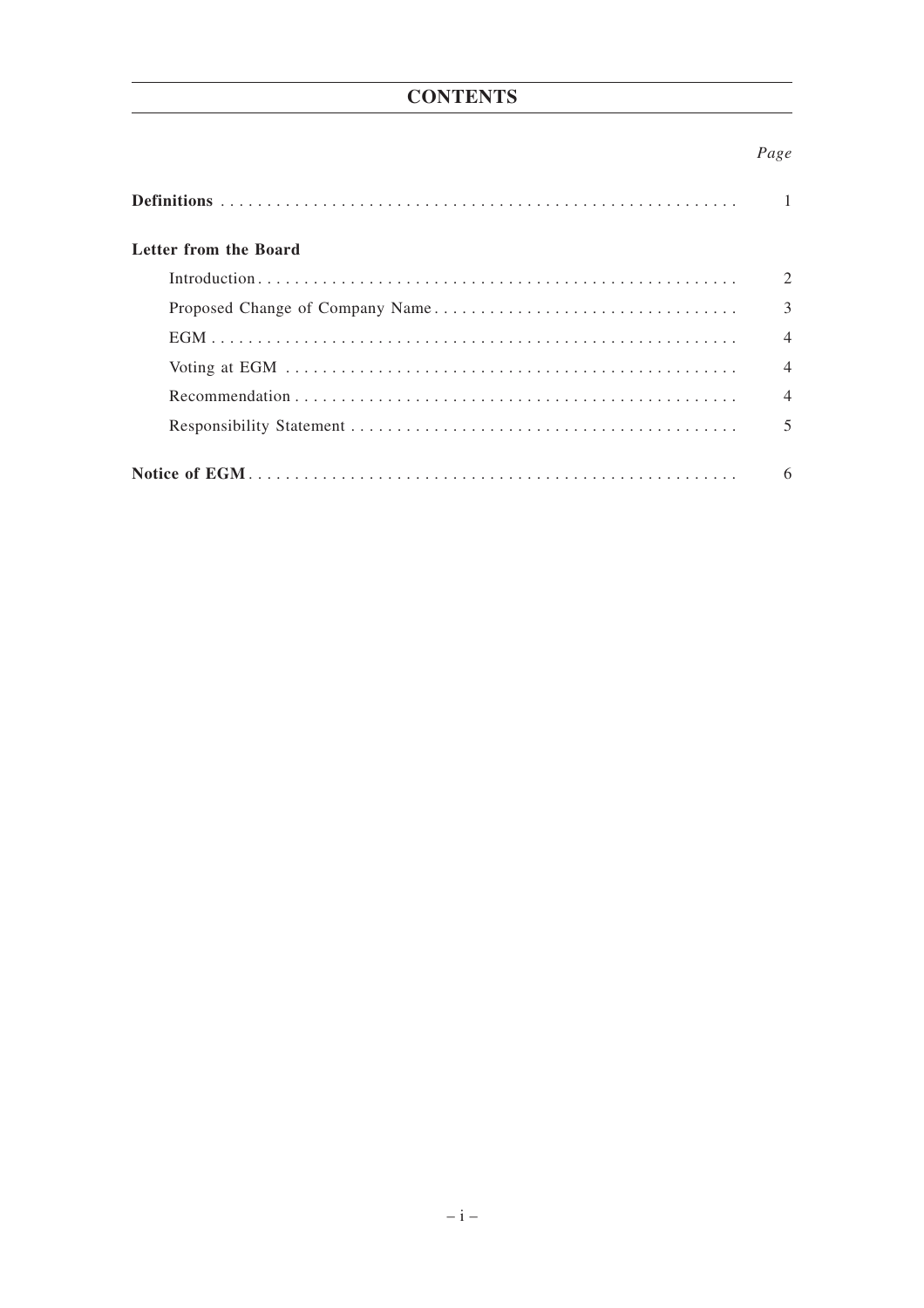# CONTENTS

| | Page |
|---|---|
| **Definitions** | 1 |
| **Letter from the Board** | |
| Introduction | 2 |
| Proposed Change of Company Name | 3 |
| EGM | 4 |
| Voting at EGM | 4 |
| Recommendation | 4 |
| Responsibility Statement | 5 |
| **Notice of EGM** | 6 |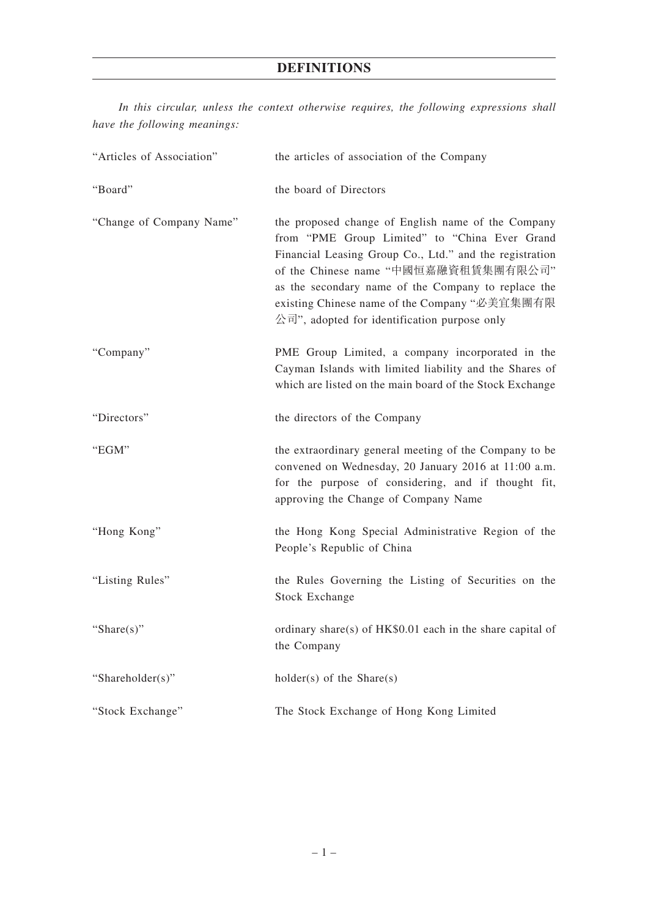# DEFINITIONS

*In this circular, unless the context otherwise requires, the following expressions shall have the following meanings:*

| | |
|---|---|
| "Articles of Association" | the articles of association of the Company |
| "Board" | the board of Directors |
| "Change of Company Name" | the proposed change of English name of the Company from "PME Group Limited" to "China Ever Grand Financial Leasing Group Co., Ltd." and the registration of the Chinese name "中國恒嘉融資租賃集團有限公司" as the secondary name of the Company to replace the existing Chinese name of the Company "必美宜集團有限公司", adopted for identification purpose only |
| "Company" | PME Group Limited, a company incorporated in the Cayman Islands with limited liability and the Shares of which are listed on the main board of the Stock Exchange |
| "Directors" | the directors of the Company |
| "EGM" | the extraordinary general meeting of the Company to be convened on Wednesday, 20 January 2016 at 11:00 a.m. for the purpose of considering, and if thought fit, approving the Change of Company Name |
| "Hong Kong" | the Hong Kong Special Administrative Region of the People's Republic of China |
| "Listing Rules" | the Rules Governing the Listing of Securities on the Stock Exchange |
| "Share(s)" | ordinary share(s) of HK$0.01 each in the share capital of the Company |
| "Shareholder(s)" | holder(s) of the Share(s) |
| "Stock Exchange" | The Stock Exchange of Hong Kong Limited |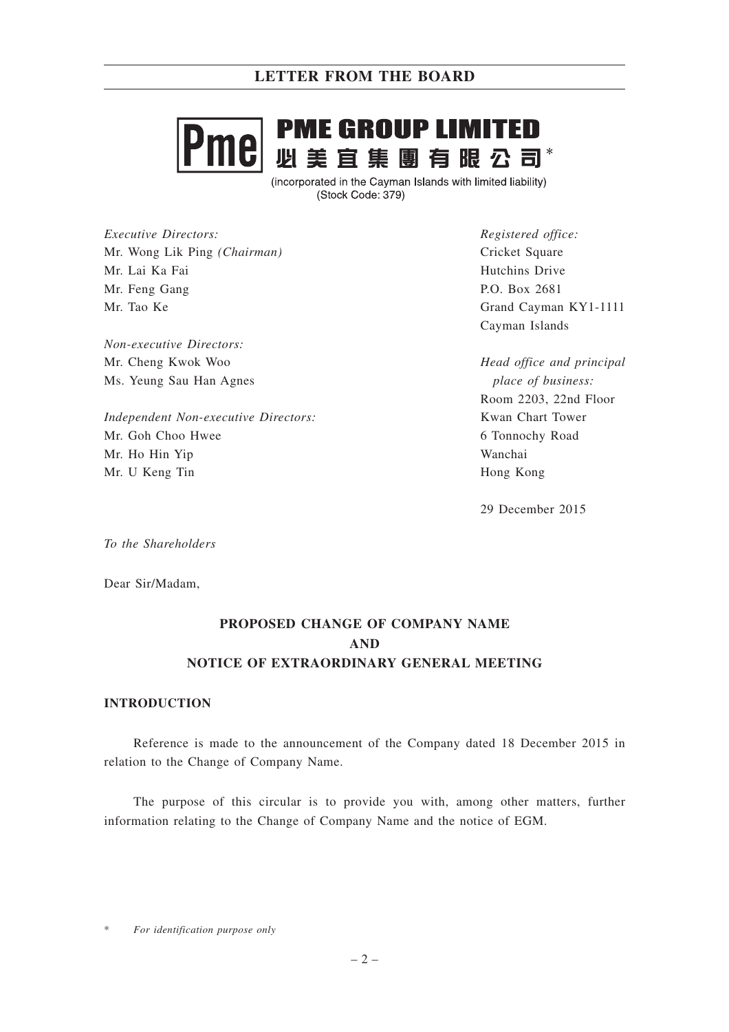# PME GROUP LIMITED
# 必美宜集團有限公司*

(incorporated in the Cayman Islands with limited liability)
(Stock Code: 379)

*Executive Directors:*
Mr. Wong Lik Ping *(Chairman)*
Mr. Lai Ka Fai
Mr. Feng Gang
Mr. Tao Ke

*Non-executive Directors:*
Mr. Cheng Kwok Woo
Ms. Yeung Sau Han Agnes

*Independent Non-executive Directors:*
Mr. Goh Choo Hwee
Mr. Ho Hin Yip
Mr. U Keng Tin

*Registered office:*
Cricket Square
Hutchins Drive
P.O. Box 2681
Grand Cayman KY1-1111
Cayman Islands

*Head office and principal place of business:*
Room 2203, 22nd Floor
Kwan Chart Tower
6 Tonnochy Road
Wanchai
Hong Kong

29 December 2015

*To the Shareholders*

Dear Sir/Madam,

## PROPOSED CHANGE OF COMPANY NAME AND NOTICE OF EXTRAORDINARY GENERAL MEETING

### INTRODUCTION

Reference is made to the announcement of the Company dated 18 December 2015 in relation to the Change of Company Name.

The purpose of this circular is to provide you with, among other matters, further information relating to the Change of Company Name and the notice of EGM.

\* *For identification purpose only*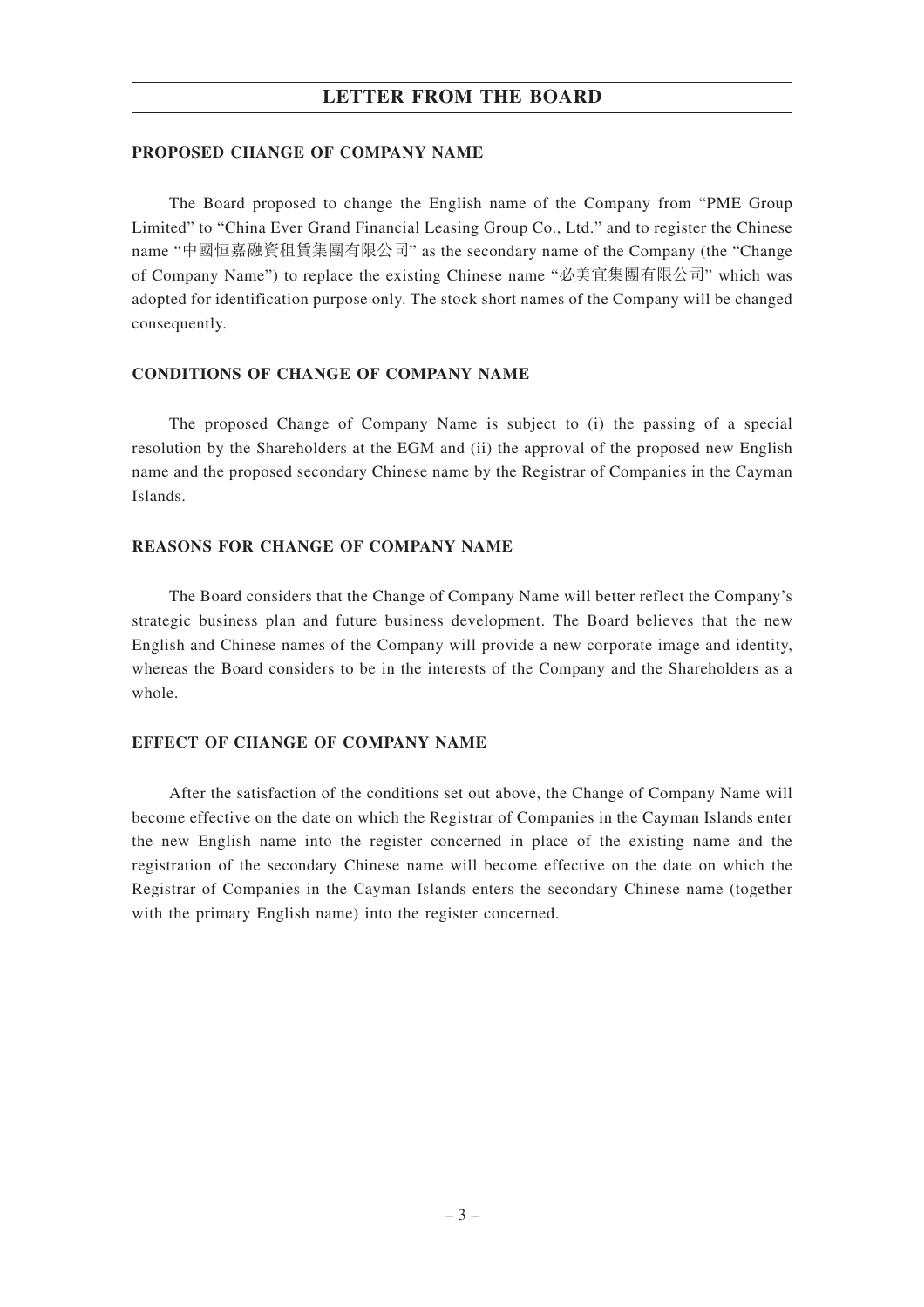# LETTER FROM THE BOARD

## PROPOSED CHANGE OF COMPANY NAME

The Board proposed to change the English name of the Company from "PME Group Limited" to "China Ever Grand Financial Leasing Group Co., Ltd." and to register the Chinese name "中國恒嘉融資租賃集團有限公司" as the secondary name of the Company (the "Change of Company Name") to replace the existing Chinese name "必美宜集團有限公司" which was adopted for identification purpose only. The stock short names of the Company will be changed consequently.

## CONDITIONS OF CHANGE OF COMPANY NAME

The proposed Change of Company Name is subject to (i) the passing of a special resolution by the Shareholders at the EGM and (ii) the approval of the proposed new English name and the proposed secondary Chinese name by the Registrar of Companies in the Cayman Islands.

## REASONS FOR CHANGE OF COMPANY NAME

The Board considers that the Change of Company Name will better reflect the Company's strategic business plan and future business development. The Board believes that the new English and Chinese names of the Company will provide a new corporate image and identity, whereas the Board considers to be in the interests of the Company and the Shareholders as a whole.

## EFFECT OF CHANGE OF COMPANY NAME

After the satisfaction of the conditions set out above, the Change of Company Name will become effective on the date on which the Registrar of Companies in the Cayman Islands enter the new English name into the register concerned in place of the existing name and the registration of the secondary Chinese name will become effective on the date on which the Registrar of Companies in the Cayman Islands enters the secondary Chinese name (together with the primary English name) into the register concerned.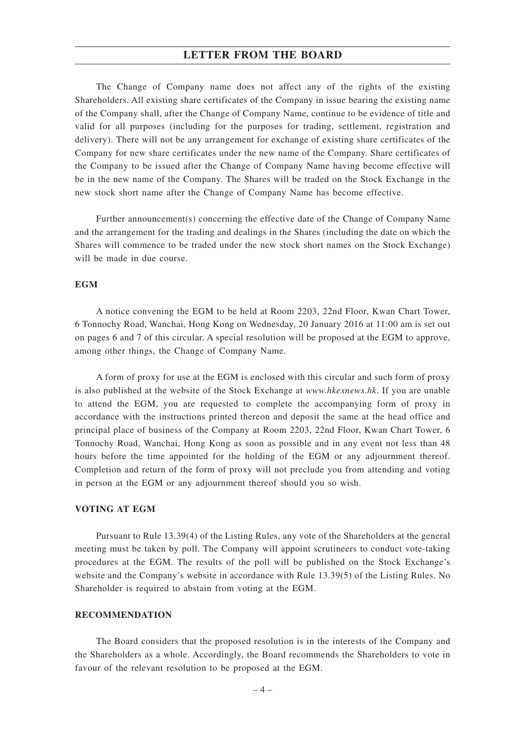The Change of Company name does not affect any of the rights of the existing Shareholders. All existing share certificates of the Company in issue bearing the existing name of the Company shall, after the Change of Company Name, continue to be evidence of title and valid for all purposes (including for the purposes for trading, settlement, registration and delivery). There will not be any arrangement for exchange of existing share certificates of the Company for new share certificates under the new name of the Company. Share certificates of the Company to be issued after the Change of Company Name having become effective will be in the new name of the Company. The Shares will be traded on the Stock Exchange in the new stock short name after the Change of Company Name has become effective.

Further announcement(s) concerning the effective date of the Change of Company Name and the arrangement for the trading and dealings in the Shares (including the date on which the Shares will commence to be traded under the new stock short names on the Stock Exchange) will be made in due course.

## EGM

A notice convening the EGM to be held at Room 2203, 22nd Floor, Kwan Chart Tower, 6 Tonnochy Road, Wanchai, Hong Kong on Wednesday, 20 January 2016 at 11:00 am is set out on pages 6 and 7 of this circular. A special resolution will be proposed at the EGM to approve, among other things, the Change of Company Name.

A form of proxy for use at the EGM is enclosed with this circular and such form of proxy is also published at the website of the Stock Exchange at *www.hkexnews.hk*. If you are unable to attend the EGM, you are requested to complete the accompanying form of proxy in accordance with the instructions printed thereon and deposit the same at the head office and principal place of business of the Company at Room 2203, 22nd Floor, Kwan Chart Tower, 6 Tonnochy Road, Wanchai, Hong Kong as soon as possible and in any event not less than 48 hours before the time appointed for the holding of the EGM or any adjournment thereof. Completion and return of the form of proxy will not preclude you from attending and voting in person at the EGM or any adjournment thereof should you so wish.

## VOTING AT EGM

Pursuant to Rule 13.39(4) of the Listing Rules, any vote of the Shareholders at the general meeting must be taken by poll. The Company will appoint scrutineers to conduct vote-taking procedures at the EGM. The results of the poll will be published on the Stock Exchange's website and the Company's website in accordance with Rule 13.39(5) of the Listing Rules. No Shareholder is required to abstain from voting at the EGM.

## RECOMMENDATION

The Board considers that the proposed resolution is in the interests of the Company and the Shareholders as a whole. Accordingly, the Board recommends the Shareholders to vote in favour of the relevant resolution to be proposed at the EGM.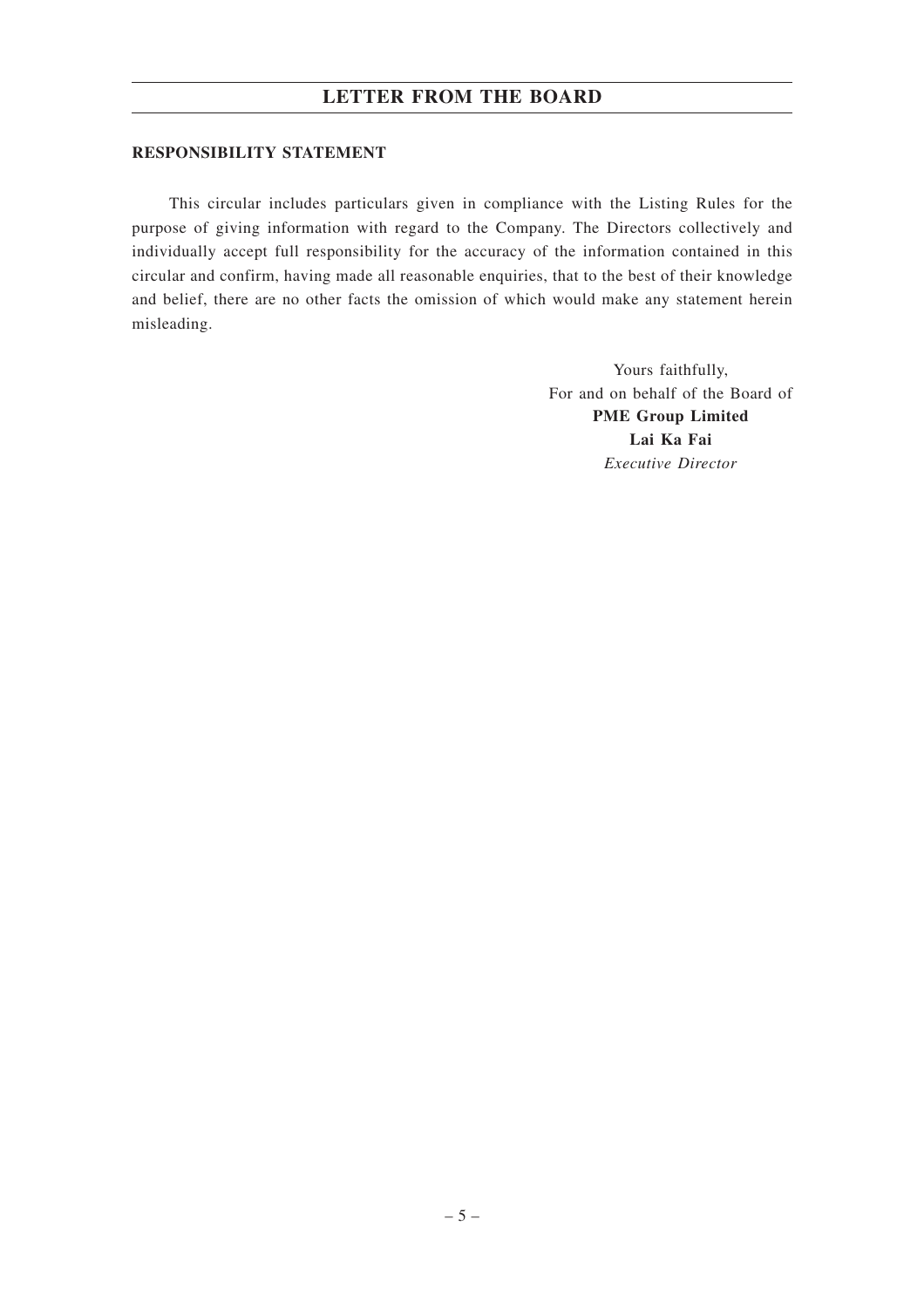## RESPONSIBILITY STATEMENT

This circular includes particulars given in compliance with the Listing Rules for the purpose of giving information with regard to the Company. The Directors collectively and individually accept full responsibility for the accuracy of the information contained in this circular and confirm, having made all reasonable enquiries, that to the best of their knowledge and belief, there are no other facts the omission of which would make any statement herein misleading.

Yours faithfully,
For and on behalf of the Board of
**PME Group Limited**
**Lai Ka Fai**
*Executive Director*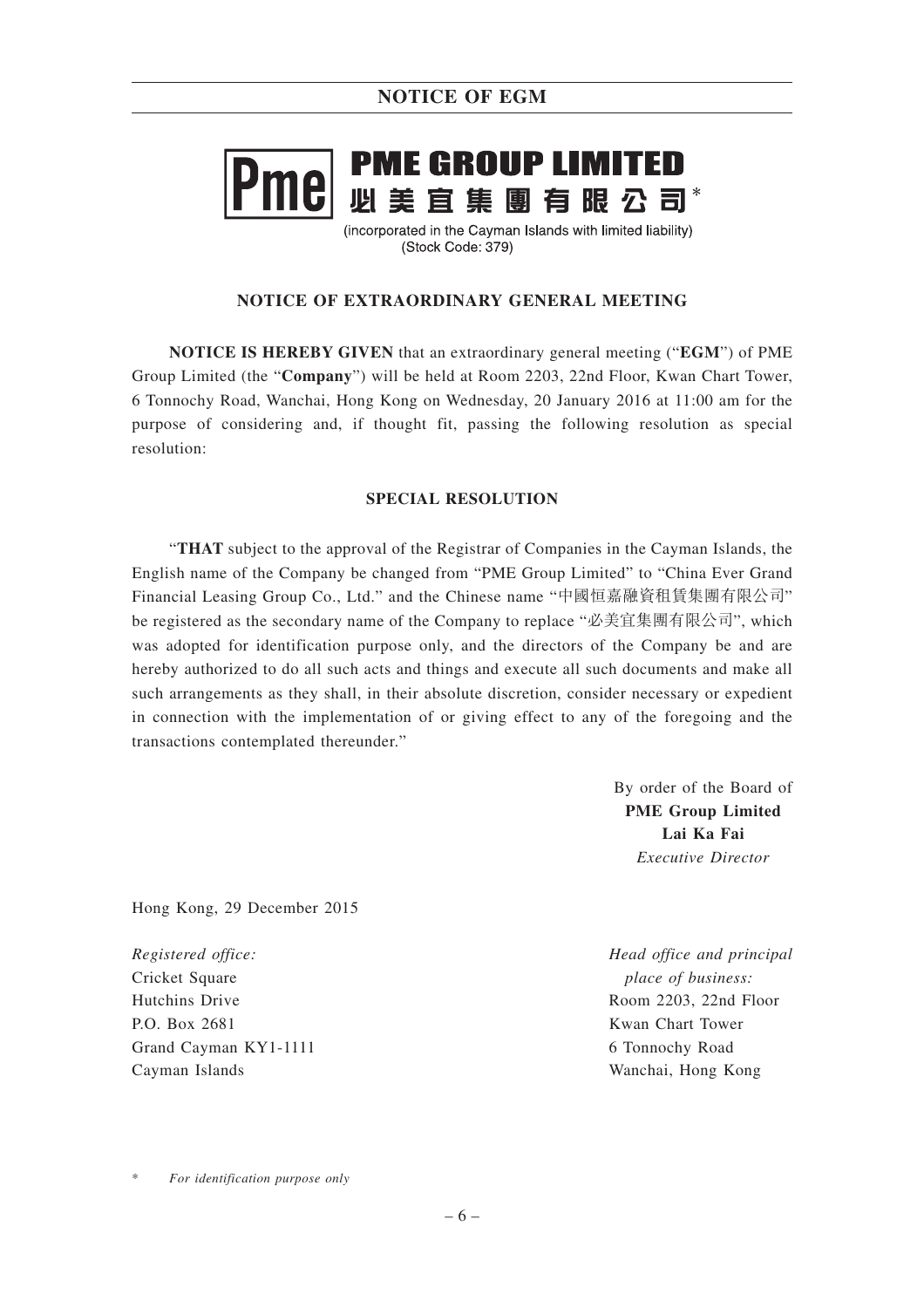**PME GROUP LIMITED**
**必美宜集團有限公司***

(incorporated in the Cayman Islands with limited liability)
(Stock Code: 379)

## NOTICE OF EXTRAORDINARY GENERAL MEETING

**NOTICE IS HEREBY GIVEN** that an extraordinary general meeting ("**EGM**") of PME Group Limited (the "**Company**") will be held at Room 2203, 22nd Floor, Kwan Chart Tower, 6 Tonnochy Road, Wanchai, Hong Kong on Wednesday, 20 January 2016 at 11:00 am for the purpose of considering and, if thought fit, passing the following resolution as special resolution:

### SPECIAL RESOLUTION

"**THAT** subject to the approval of the Registrar of Companies in the Cayman Islands, the English name of the Company be changed from "PME Group Limited" to "China Ever Grand Financial Leasing Group Co., Ltd." and the Chinese name "中國恒嘉融資租賃集團有限公司" be registered as the secondary name of the Company to replace "必美宜集團有限公司", which was adopted for identification purpose only, and the directors of the Company be and are hereby authorized to do all such acts and things and execute all such documents and make all such arrangements as they shall, in their absolute discretion, consider necessary or expedient in connection with the implementation of or giving effect to any of the foregoing and the transactions contemplated thereunder."

By order of the Board of
**PME Group Limited**
**Lai Ka Fai**
*Executive Director*

Hong Kong, 29 December 2015

*Registered office:*
Cricket Square
Hutchins Drive
P.O. Box 2681
Grand Cayman KY1-1111
Cayman Islands

*Head office and principal place of business:*
Room 2203, 22nd Floor
Kwan Chart Tower
6 Tonnochy Road
Wanchai, Hong Kong

\* *For identification purpose only*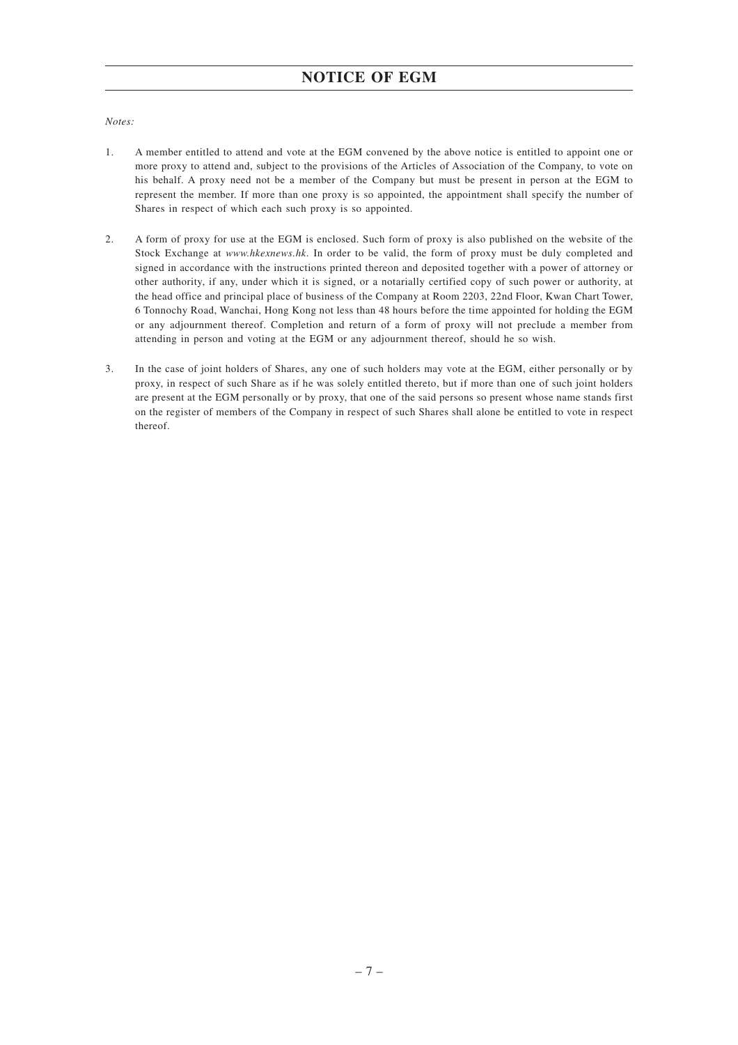# NOTICE OF EGM

*Notes:*

1. A member entitled to attend and vote at the EGM convened by the above notice is entitled to appoint one or more proxy to attend and, subject to the provisions of the Articles of Association of the Company, to vote on his behalf. A proxy need not be a member of the Company but must be present in person at the EGM to represent the member. If more than one proxy is so appointed, the appointment shall specify the number of Shares in respect of which each such proxy is so appointed.

2. A form of proxy for use at the EGM is enclosed. Such form of proxy is also published on the website of the Stock Exchange at *www.hkexnews.hk*. In order to be valid, the form of proxy must be duly completed and signed in accordance with the instructions printed thereon and deposited together with a power of attorney or other authority, if any, under which it is signed, or a notarially certified copy of such power or authority, at the head office and principal place of business of the Company at Room 2203, 22nd Floor, Kwan Chart Tower, 6 Tonnochy Road, Wanchai, Hong Kong not less than 48 hours before the time appointed for holding the EGM or any adjournment thereof. Completion and return of a form of proxy will not preclude a member from attending in person and voting at the EGM or any adjournment thereof, should he so wish.

3. In the case of joint holders of Shares, any one of such holders may vote at the EGM, either personally or by proxy, in respect of such Share as if he was solely entitled thereto, but if more than one of such joint holders are present at the EGM personally or by proxy, that one of the said persons so present whose name stands first on the register of members of the Company in respect of such Shares shall alone be entitled to vote in respect thereof.